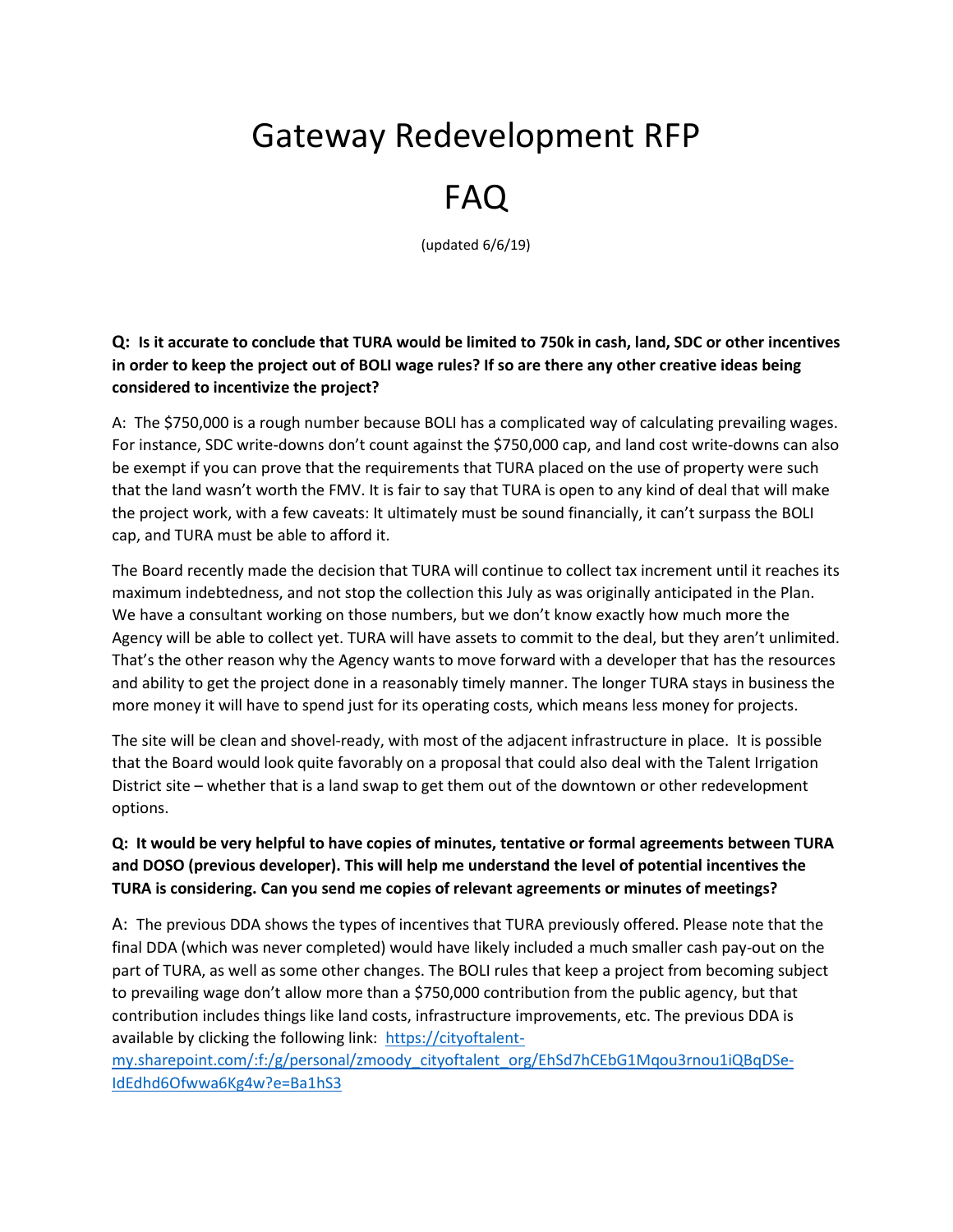# Gateway Redevelopment RFP

# FAQ

(updated 6/6/19)

**Q: Is it accurate to conclude that TURA would be limited to 750k in cash, land, SDC or other incentives in order to keep the project out of BOLI wage rules? If so are there any other creative ideas being considered to incentivize the project?**

A: The $750,000 is a rough number because BOLI has a complicated way of calculating prevailing wages. For instance, SDC write-downs don't count against the $750,000 cap, and land cost write-downs can also be exempt if you can prove that the requirements that TURA placed on the use of property were such that the land wasn't worth the FMV. It is fair to say that TURA is open to any kind of deal that will make the project work, with a few caveats: It ultimately must be sound financially, it can't surpass the BOLI cap, and TURA must be able to afford it.

The Board recently made the decision that TURA will continue to collect tax increment until it reaches its maximum indebtedness, and not stop the collection this July as was originally anticipated in the Plan. We have a consultant working on those numbers, but we don't know exactly how much more the Agency will be able to collect yet. TURA will have assets to commit to the deal, but they aren't unlimited. That's the other reason why the Agency wants to move forward with a developer that has the resources and ability to get the project done in a reasonably timely manner. The longer TURA stays in business the more money it will have to spend just for its operating costs, which means less money for projects.

The site will be clean and shovel-ready, with most of the adjacent infrastructure in place. It is possible that the Board would look quite favorably on a proposal that could also deal with the Talent Irrigation District site – whether that is a land swap to get them out of the downtown or other redevelopment options.

**Q: It would be very helpful to have copies of minutes, tentative or formal agreements between TURA and DOSO (previous developer). This will help me understand the level of potential incentives the TURA is considering. Can you send me copies of relevant agreements or minutes of meetings?**

A: The previous DDA shows the types of incentives that TURA previously offered. Please note that the final DDA (which was never completed) would have likely included a much smaller cash pay-out on the part of TURA, as well as some other changes. The BOLI rules that keep a project from becoming subject to prevailing wage don't allow more than a $750,000 contribution from the public agency, but that contribution includes things like land costs, infrastructure improvements, etc. The previous DDA is available by clicking the following link: https://cityoftalent-my.sharepoint.com/:f:/g/personal/zmoody_cityoftalent_org/EhSd7hCEbG1Mqou3rnou1iQBqDSe-IdEdhd6Ofwwa6Kg4w?e=Ba1hS3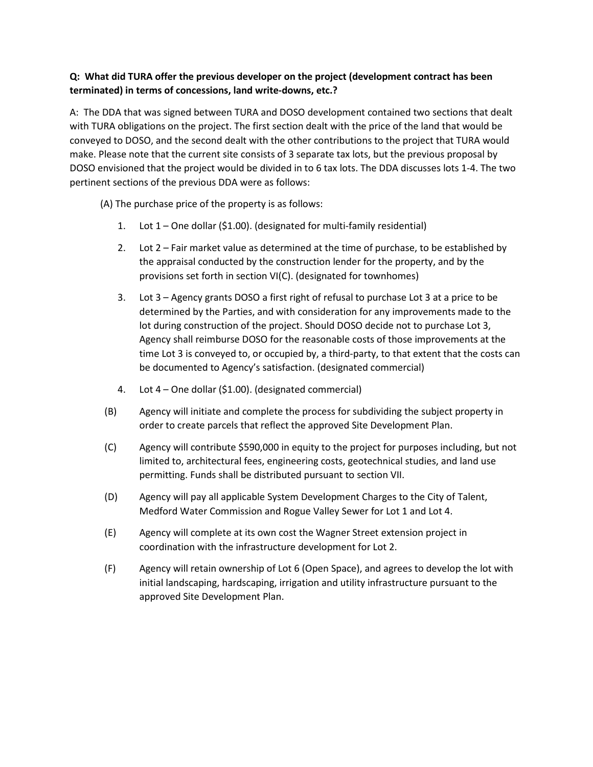**Q: What did TURA offer the previous developer on the project (development contract has been terminated) in terms of concessions, land write-downs, etc.?**

A: The DDA that was signed between TURA and DOSO development contained two sections that dealt with TURA obligations on the project. The first section dealt with the price of the land that would be conveyed to DOSO, and the second dealt with the other contributions to the project that TURA would make. Please note that the current site consists of 3 separate tax lots, but the previous proposal by DOSO envisioned that the project would be divided in to 6 tax lots. The DDA discusses lots 1-4. The two pertinent sections of the previous DDA were as follows:

(A) The purchase price of the property is as follows:

1. Lot 1 – One dollar ($1.00). (designated for multi-family residential)
2. Lot 2 – Fair market value as determined at the time of purchase, to be established by the appraisal conducted by the construction lender for the property, and by the provisions set forth in section VI(C). (designated for townhomes)
3. Lot 3 – Agency grants DOSO a first right of refusal to purchase Lot 3 at a price to be determined by the Parties, and with consideration for any improvements made to the lot during construction of the project. Should DOSO decide not to purchase Lot 3, Agency shall reimburse DOSO for the reasonable costs of those improvements at the time Lot 3 is conveyed to, or occupied by, a third-party, to that extent that the costs can be documented to Agency's satisfaction. (designated commercial)
4. Lot 4 – One dollar ($1.00). (designated commercial)

(B) Agency will initiate and complete the process for subdividing the subject property in order to create parcels that reflect the approved Site Development Plan.

(C) Agency will contribute $590,000 in equity to the project for purposes including, but not limited to, architectural fees, engineering costs, geotechnical studies, and land use permitting. Funds shall be distributed pursuant to section VII.

(D) Agency will pay all applicable System Development Charges to the City of Talent, Medford Water Commission and Rogue Valley Sewer for Lot 1 and Lot 4.

(E) Agency will complete at its own cost the Wagner Street extension project in coordination with the infrastructure development for Lot 2.

(F) Agency will retain ownership of Lot 6 (Open Space), and agrees to develop the lot with initial landscaping, hardscaping, irrigation and utility infrastructure pursuant to the approved Site Development Plan.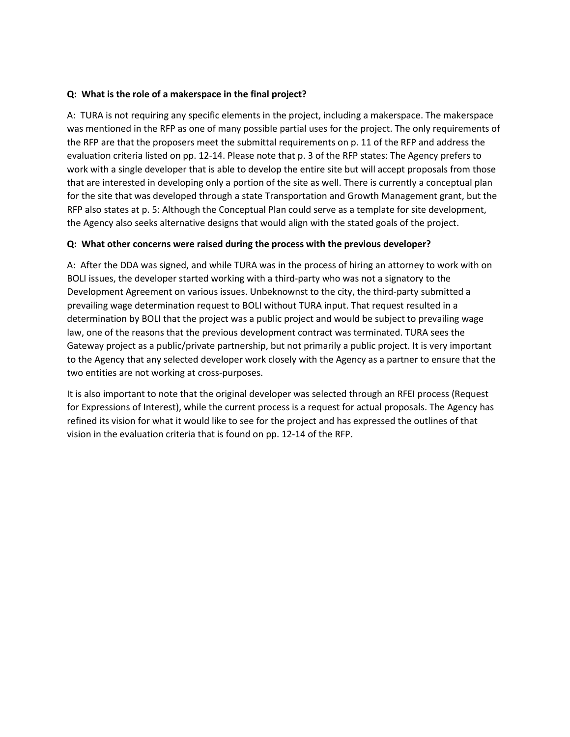**Q: What is the role of a makerspace in the final project?**

A: TURA is not requiring any specific elements in the project, including a makerspace. The makerspace was mentioned in the RFP as one of many possible partial uses for the project. The only requirements of the RFP are that the proposers meet the submittal requirements on p. 11 of the RFP and address the evaluation criteria listed on pp. 12-14. Please note that p. 3 of the RFP states: The Agency prefers to work with a single developer that is able to develop the entire site but will accept proposals from those that are interested in developing only a portion of the site as well. There is currently a conceptual plan for the site that was developed through a state Transportation and Growth Management grant, but the RFP also states at p. 5: Although the Conceptual Plan could serve as a template for site development, the Agency also seeks alternative designs that would align with the stated goals of the project.

**Q: What other concerns were raised during the process with the previous developer?**

A: After the DDA was signed, and while TURA was in the process of hiring an attorney to work with on BOLI issues, the developer started working with a third-party who was not a signatory to the Development Agreement on various issues. Unbeknownst to the city, the third-party submitted a prevailing wage determination request to BOLI without TURA input. That request resulted in a determination by BOLI that the project was a public project and would be subject to prevailing wage law, one of the reasons that the previous development contract was terminated. TURA sees the Gateway project as a public/private partnership, but not primarily a public project. It is very important to the Agency that any selected developer work closely with the Agency as a partner to ensure that the two entities are not working at cross-purposes.

It is also important to note that the original developer was selected through an RFEI process (Request for Expressions of Interest), while the current process is a request for actual proposals. The Agency has refined its vision for what it would like to see for the project and has expressed the outlines of that vision in the evaluation criteria that is found on pp. 12-14 of the RFP.